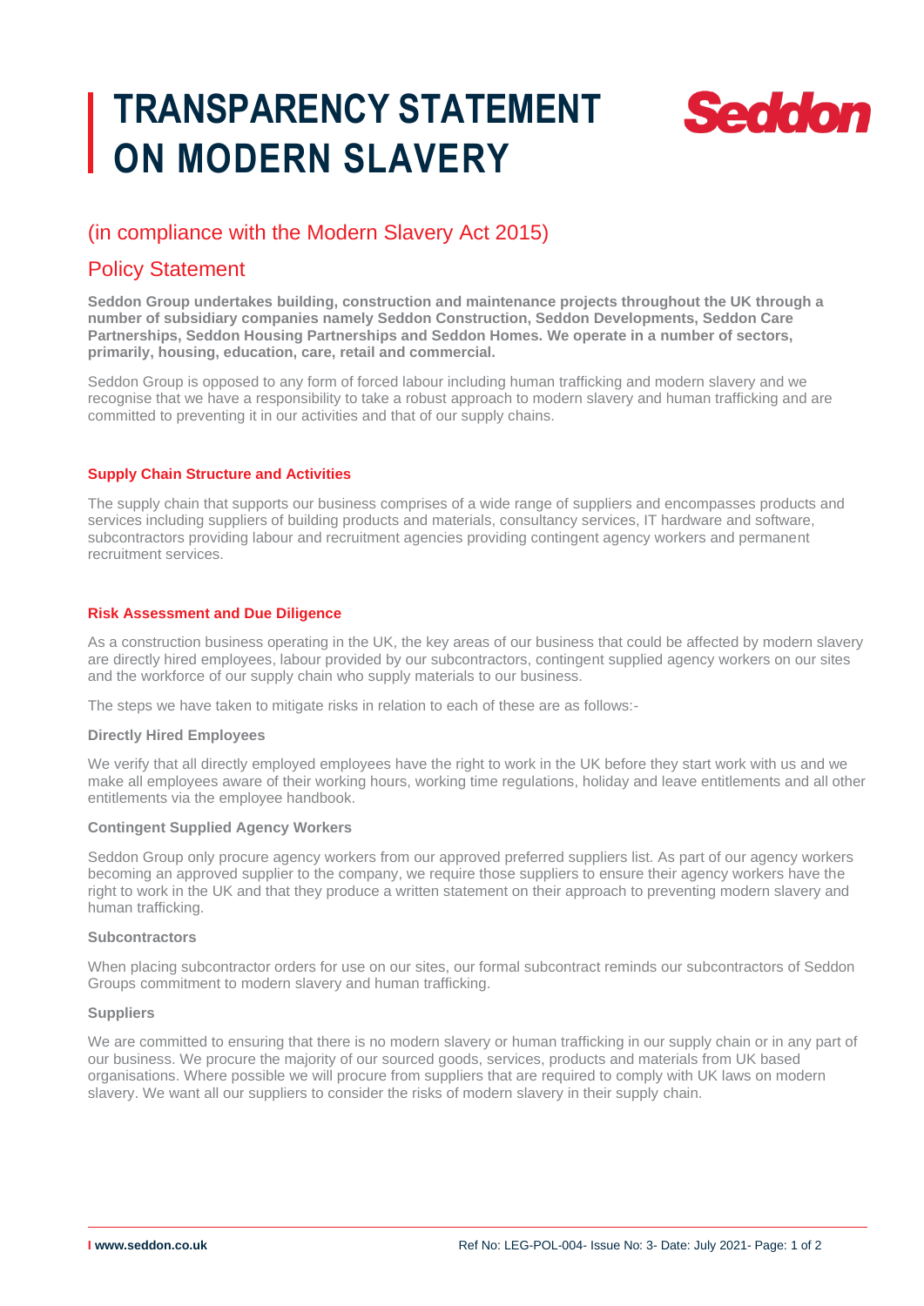# TRANSPARENCY STATEMENT ON MODERN SLAVERY

Seddon

## (in compliance with the Modern Slavery Act 2015)

## Policy Statement

**Seddon Group undertakes building, construction and maintenance projects throughout the UK through a number of subsidiary companies namely Seddon Construction, Seddon Developments, Seddon Care Partnerships, Seddon Housing Partnerships and Seddon Homes. We operate in a number of sectors, primarily, housing, education, care, retail and commercial.**

Seddon Group is opposed to any form of forced labour including human trafficking and modern slavery and we recognise that we have a responsibility to take a robust approach to modern slavery and human trafficking and are committed to preventing it in our activities and that of our supply chains.

### Supply Chain Structure and Activities

The supply chain that supports our business comprises of a wide range of suppliers and encompasses products and services including suppliers of building products and materials, consultancy services, IT hardware and software, subcontractors providing labour and recruitment agencies providing contingent agency workers and permanent recruitment services.

### Risk Assessment and Due Diligence

As a construction business operating in the UK, the key areas of our business that could be affected by modern slavery are directly hired employees, labour provided by our subcontractors, contingent supplied agency workers on our sites and the workforce of our supply chain who supply materials to our business.

The steps we have taken to mitigate risks in relation to each of these are as follows:-

#### Directly Hired Employees

We verify that all directly employed employees have the right to work in the UK before they start work with us and we make all employees aware of their working hours, working time regulations, holiday and leave entitlements and all other entitlements via the employee handbook.

#### Contingent Supplied Agency Workers

Seddon Group only procure agency workers from our approved preferred suppliers list. As part of our agency workers becoming an approved supplier to the company, we require those suppliers to ensure their agency workers have the right to work in the UK and that they produce a written statement on their approach to preventing modern slavery and human trafficking.

#### Subcontractors

When placing subcontractor orders for use on our sites, our formal subcontract reminds our subcontractors of Seddon Groups commitment to modern slavery and human trafficking.

#### Suppliers

We are committed to ensuring that there is no modern slavery or human trafficking in our supply chain or in any part of our business. We procure the majority of our sourced goods, services, products and materials from UK based organisations. Where possible we will procure from suppliers that are required to comply with UK laws on modern slavery. We want all our suppliers to consider the risks of modern slavery in their supply chain.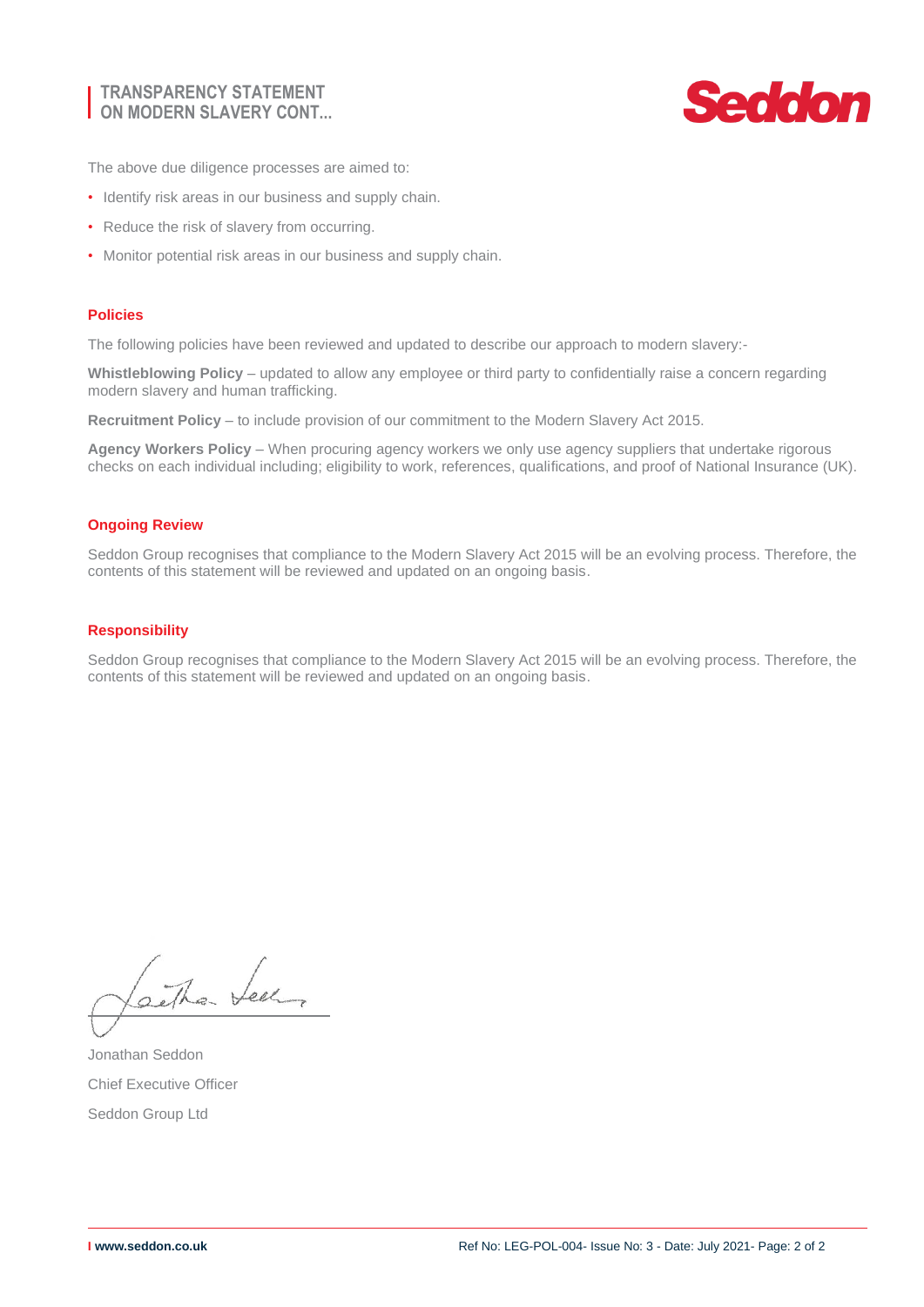The above due diligence processes are aimed to:

- Identify risk areas in our business and supply chain.
- Reduce the risk of slavery from occurring.
- Monitor potential risk areas in our business and supply chain.

## Policies

The following policies have been reviewed and updated to describe our approach to modern slavery:-

**Whistleblowing Policy** – updated to allow any employee or third party to confidentially raise a concern regarding modern slavery and human trafficking.

**Recruitment Policy** – to include provision of our commitment to the Modern Slavery Act 2015.

**Agency Workers Policy** – When procuring agency workers we only use agency suppliers that undertake rigorous checks on each individual including; eligibility to work, references, qualifications, and proof of National Insurance (UK).

## Ongoing Review

Seddon Group recognises that compliance to the Modern Slavery Act 2015 will be an evolving process. Therefore, the contents of this statement will be reviewed and updated on an ongoing basis.

## Responsibility

Seddon Group recognises that compliance to the Modern Slavery Act 2015 will be an evolving process. Therefore, the contents of this statement will be reviewed and updated on an ongoing basis.

Jonathan Seddon

Chief Executive Officer

Seddon Group Ltd